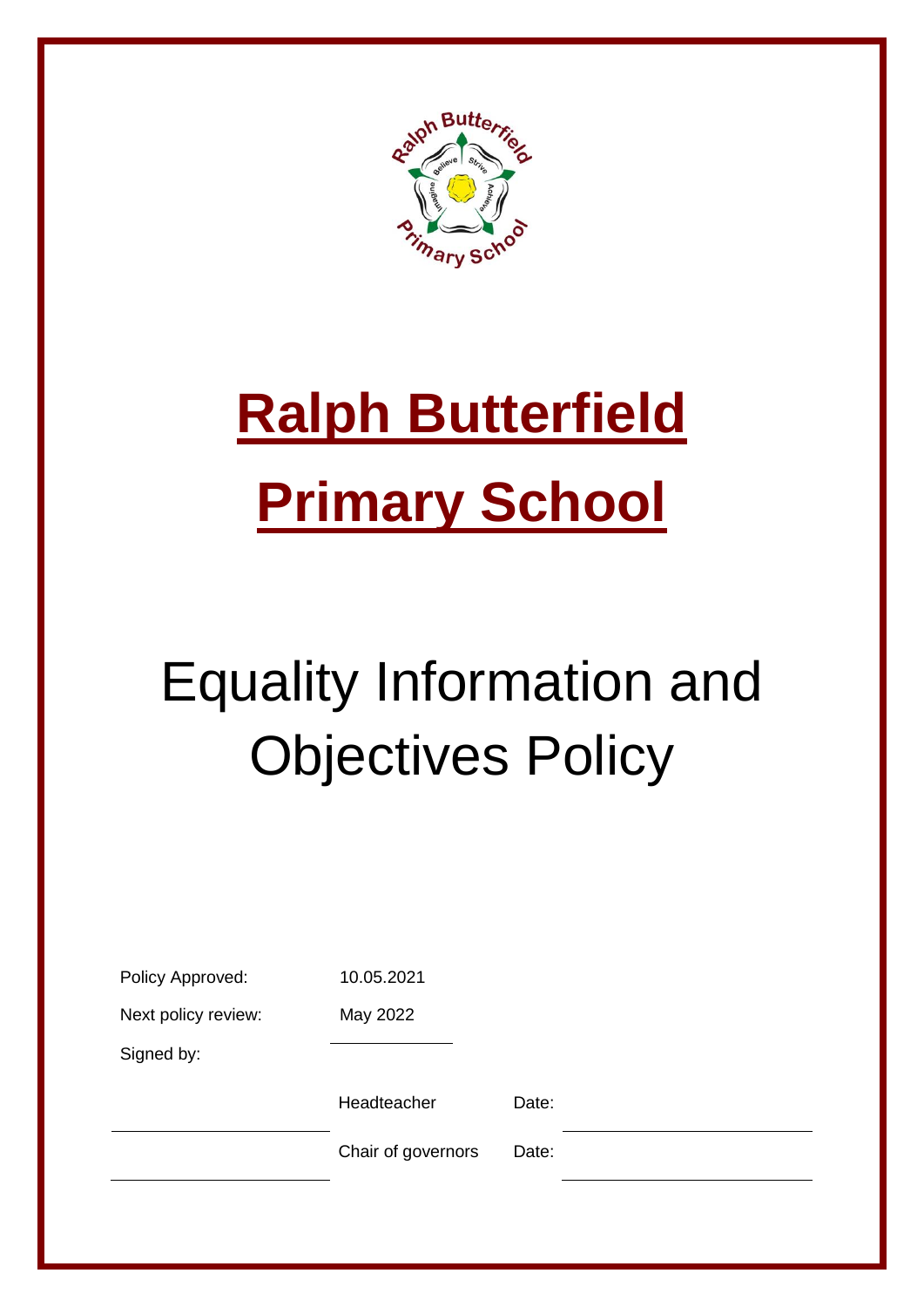# Ralph Butterfield Primary School

# Equality Information and Objectives Policy

| | | | |
|---|---|---|---|
| Policy Approved: | 10.05.2021 | | |
| Next policy review: | May 2022 | | |
| Signed by: | | | |
| | Headteacher | Date: | |
| | Chair of governors | Date: | |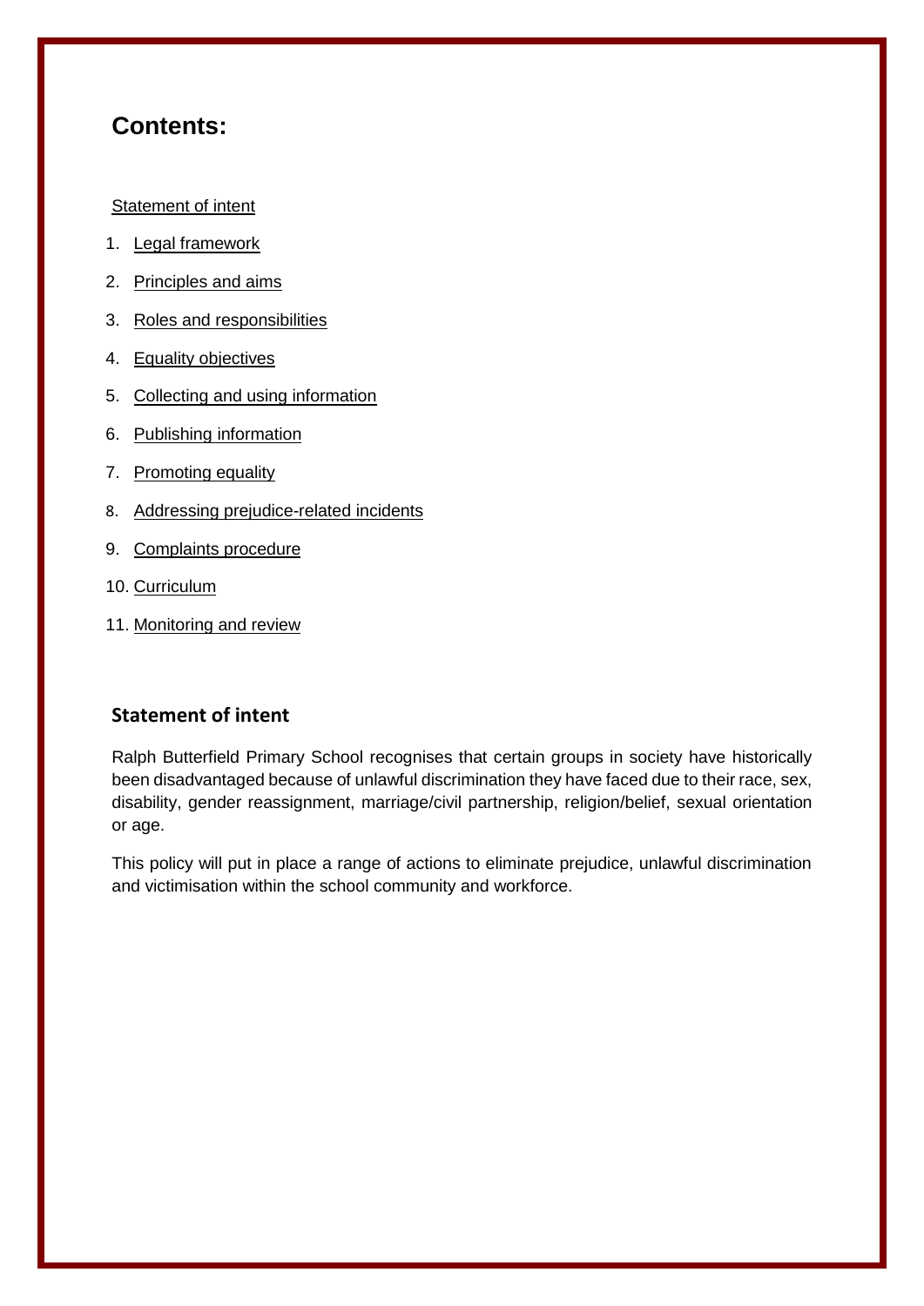## Contents:

Statement of intent

1. Legal framework
2. Principles and aims
3. Roles and responsibilities
4. Equality objectives
5. Collecting and using information
6. Publishing information
7. Promoting equality
8. Addressing prejudice-related incidents
9. Complaints procedure
10. Curriculum
11. Monitoring and review

### Statement of intent

Ralph Butterfield Primary School recognises that certain groups in society have historically been disadvantaged because of unlawful discrimination they have faced due to their race, sex, disability, gender reassignment, marriage/civil partnership, religion/belief, sexual orientation or age.

This policy will put in place a range of actions to eliminate prejudice, unlawful discrimination and victimisation within the school community and workforce.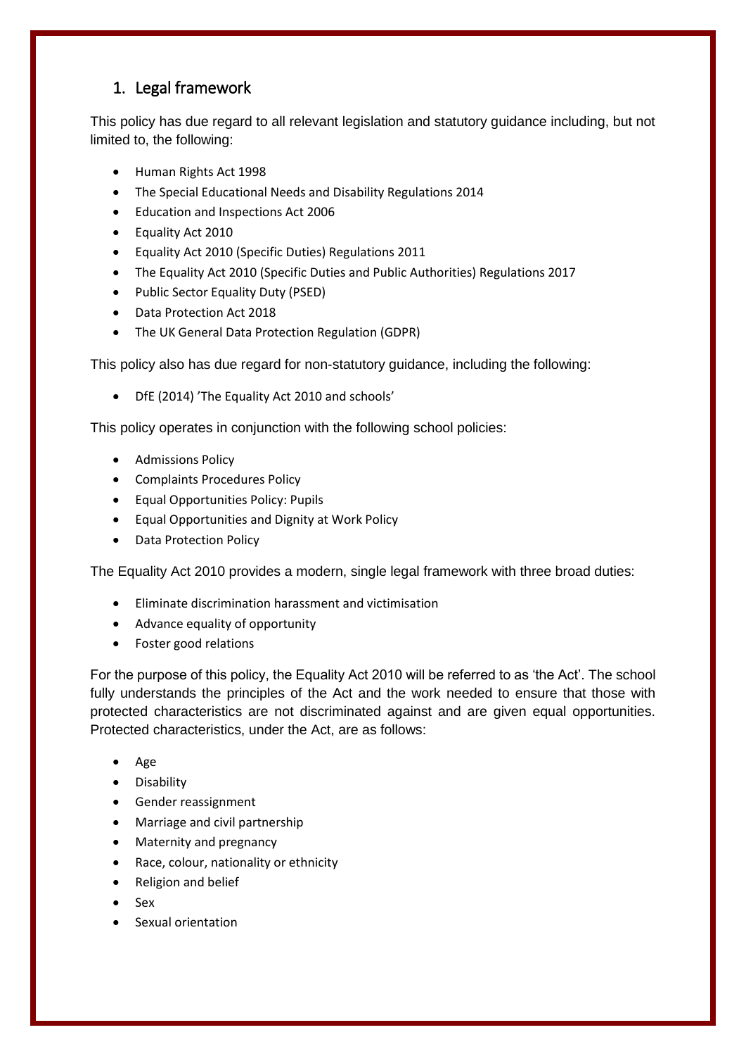## 1. Legal framework

This policy has due regard to all relevant legislation and statutory guidance including, but not limited to, the following:

- Human Rights Act 1998
- The Special Educational Needs and Disability Regulations 2014
- Education and Inspections Act 2006
- Equality Act 2010
- Equality Act 2010 (Specific Duties) Regulations 2011
- The Equality Act 2010 (Specific Duties and Public Authorities) Regulations 2017
- Public Sector Equality Duty (PSED)
- Data Protection Act 2018
- The UK General Data Protection Regulation (GDPR)

This policy also has due regard for non-statutory guidance, including the following:

- DfE (2014) 'The Equality Act 2010 and schools'

This policy operates in conjunction with the following school policies:

- Admissions Policy
- Complaints Procedures Policy
- Equal Opportunities Policy: Pupils
- Equal Opportunities and Dignity at Work Policy
- Data Protection Policy

The Equality Act 2010 provides a modern, single legal framework with three broad duties:

- Eliminate discrimination harassment and victimisation
- Advance equality of opportunity
- Foster good relations

For the purpose of this policy, the Equality Act 2010 will be referred to as 'the Act'. The school fully understands the principles of the Act and the work needed to ensure that those with protected characteristics are not discriminated against and are given equal opportunities. Protected characteristics, under the Act, are as follows:

- Age
- Disability
- Gender reassignment
- Marriage and civil partnership
- Maternity and pregnancy
- Race, colour, nationality or ethnicity
- Religion and belief
- Sex
- Sexual orientation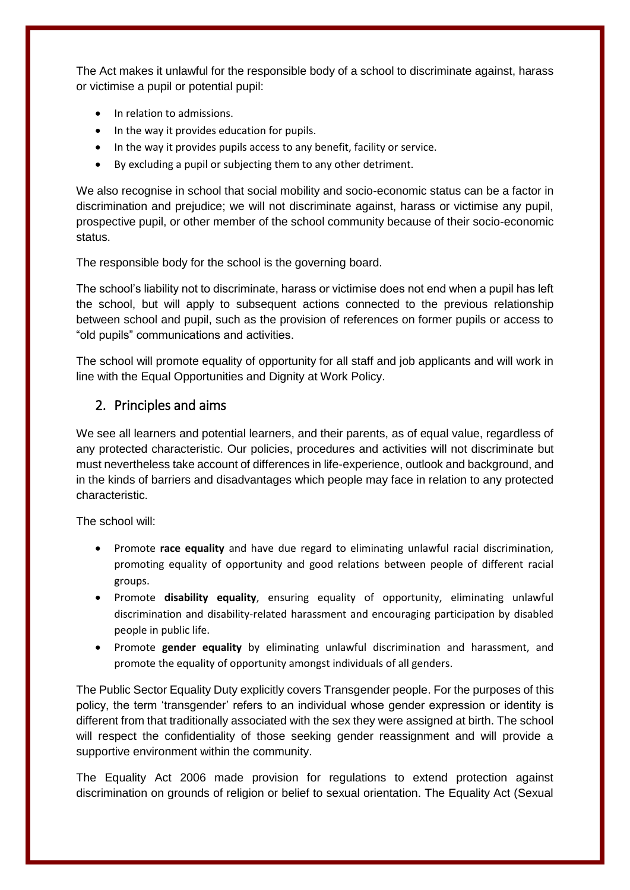The Act makes it unlawful for the responsible body of a school to discriminate against, harass or victimise a pupil or potential pupil:

- In relation to admissions.
- In the way it provides education for pupils.
- In the way it provides pupils access to any benefit, facility or service.
- By excluding a pupil or subjecting them to any other detriment.

We also recognise in school that social mobility and socio-economic status can be a factor in discrimination and prejudice; we will not discriminate against, harass or victimise any pupil, prospective pupil, or other member of the school community because of their socio-economic status.

The responsible body for the school is the governing board.

The school's liability not to discriminate, harass or victimise does not end when a pupil has left the school, but will apply to subsequent actions connected to the previous relationship between school and pupil, such as the provision of references on former pupils or access to "old pupils" communications and activities.

The school will promote equality of opportunity for all staff and job applicants and will work in line with the Equal Opportunities and Dignity at Work Policy.

## 2. Principles and aims

We see all learners and potential learners, and their parents, as of equal value, regardless of any protected characteristic. Our policies, procedures and activities will not discriminate but must nevertheless take account of differences in life-experience, outlook and background, and in the kinds of barriers and disadvantages which people may face in relation to any protected characteristic.

The school will:

- Promote **race equality** and have due regard to eliminating unlawful racial discrimination, promoting equality of opportunity and good relations between people of different racial groups.
- Promote **disability equality**, ensuring equality of opportunity, eliminating unlawful discrimination and disability-related harassment and encouraging participation by disabled people in public life.
- Promote **gender equality** by eliminating unlawful discrimination and harassment, and promote the equality of opportunity amongst individuals of all genders.

The Public Sector Equality Duty explicitly covers Transgender people. For the purposes of this policy, the term 'transgender' refers to an individual whose gender expression or identity is different from that traditionally associated with the sex they were assigned at birth. The school will respect the confidentiality of those seeking gender reassignment and will provide a supportive environment within the community.

The Equality Act 2006 made provision for regulations to extend protection against discrimination on grounds of religion or belief to sexual orientation. The Equality Act (Sexual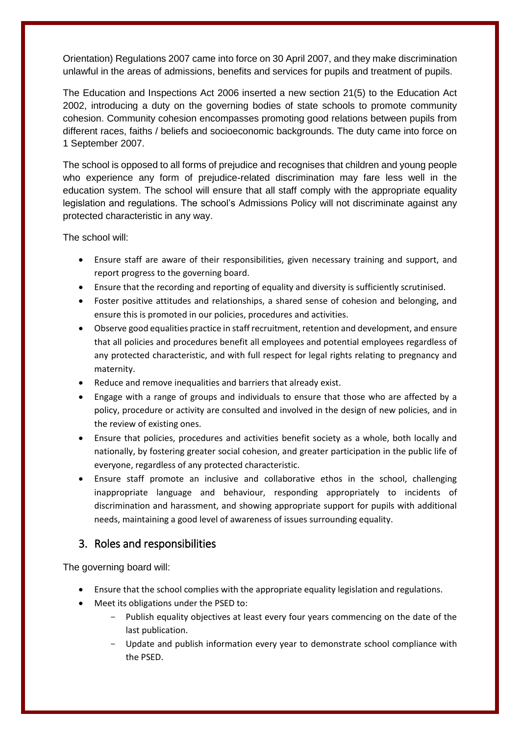Orientation) Regulations 2007 came into force on 30 April 2007, and they make discrimination unlawful in the areas of admissions, benefits and services for pupils and treatment of pupils.

The Education and Inspections Act 2006 inserted a new section 21(5) to the Education Act 2002, introducing a duty on the governing bodies of state schools to promote community cohesion. Community cohesion encompasses promoting good relations between pupils from different races, faiths / beliefs and socioeconomic backgrounds. The duty came into force on 1 September 2007.

The school is opposed to all forms of prejudice and recognises that children and young people who experience any form of prejudice-related discrimination may fare less well in the education system. The school will ensure that all staff comply with the appropriate equality legislation and regulations. The school's Admissions Policy will not discriminate against any protected characteristic in any way.

The school will:

- Ensure staff are aware of their responsibilities, given necessary training and support, and report progress to the governing board.
- Ensure that the recording and reporting of equality and diversity is sufficiently scrutinised.
- Foster positive attitudes and relationships, a shared sense of cohesion and belonging, and ensure this is promoted in our policies, procedures and activities.
- Observe good equalities practice in staff recruitment, retention and development, and ensure that all policies and procedures benefit all employees and potential employees regardless of any protected characteristic, and with full respect for legal rights relating to pregnancy and maternity.
- Reduce and remove inequalities and barriers that already exist.
- Engage with a range of groups and individuals to ensure that those who are affected by a policy, procedure or activity are consulted and involved in the design of new policies, and in the review of existing ones.
- Ensure that policies, procedures and activities benefit society as a whole, both locally and nationally, by fostering greater social cohesion, and greater participation in the public life of everyone, regardless of any protected characteristic.
- Ensure staff promote an inclusive and collaborative ethos in the school, challenging inappropriate language and behaviour, responding appropriately to incidents of discrimination and harassment, and showing appropriate support for pupils with additional needs, maintaining a good level of awareness of issues surrounding equality.

## 3. Roles and responsibilities

The governing board will:

- Ensure that the school complies with the appropriate equality legislation and regulations.
- Meet its obligations under the PSED to:
    - Publish equality objectives at least every four years commencing on the date of the last publication.
    - Update and publish information every year to demonstrate school compliance with the PSED.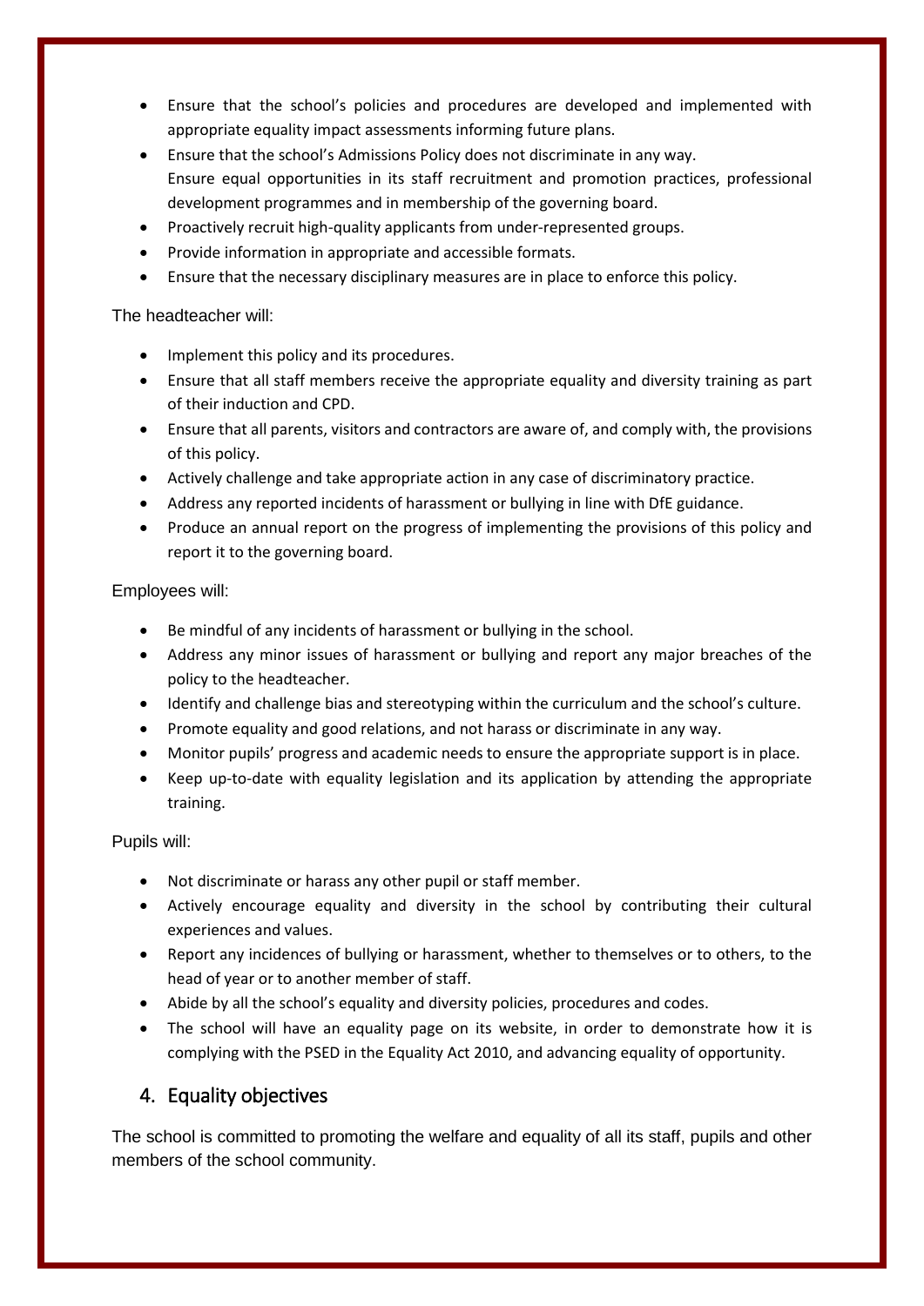- Ensure that the school's policies and procedures are developed and implemented with appropriate equality impact assessments informing future plans.
- Ensure that the school's Admissions Policy does not discriminate in any way.
  Ensure equal opportunities in its staff recruitment and promotion practices, professional development programmes and in membership of the governing board.
- Proactively recruit high-quality applicants from under-represented groups.
- Provide information in appropriate and accessible formats.
- Ensure that the necessary disciplinary measures are in place to enforce this policy.

The headteacher will:

- Implement this policy and its procedures.
- Ensure that all staff members receive the appropriate equality and diversity training as part of their induction and CPD.
- Ensure that all parents, visitors and contractors are aware of, and comply with, the provisions of this policy.
- Actively challenge and take appropriate action in any case of discriminatory practice.
- Address any reported incidents of harassment or bullying in line with DfE guidance.
- Produce an annual report on the progress of implementing the provisions of this policy and report it to the governing board.

Employees will:

- Be mindful of any incidents of harassment or bullying in the school.
- Address any minor issues of harassment or bullying and report any major breaches of the policy to the headteacher.
- Identify and challenge bias and stereotyping within the curriculum and the school's culture.
- Promote equality and good relations, and not harass or discriminate in any way.
- Monitor pupils' progress and academic needs to ensure the appropriate support is in place.
- Keep up-to-date with equality legislation and its application by attending the appropriate training.

Pupils will:

- Not discriminate or harass any other pupil or staff member.
- Actively encourage equality and diversity in the school by contributing their cultural experiences and values.
- Report any incidences of bullying or harassment, whether to themselves or to others, to the head of year or to another member of staff.
- Abide by all the school's equality and diversity policies, procedures and codes.
- The school will have an equality page on its website, in order to demonstrate how it is complying with the PSED in the Equality Act 2010, and advancing equality of opportunity.

## 4. Equality objectives

The school is committed to promoting the welfare and equality of all its staff, pupils and other members of the school community.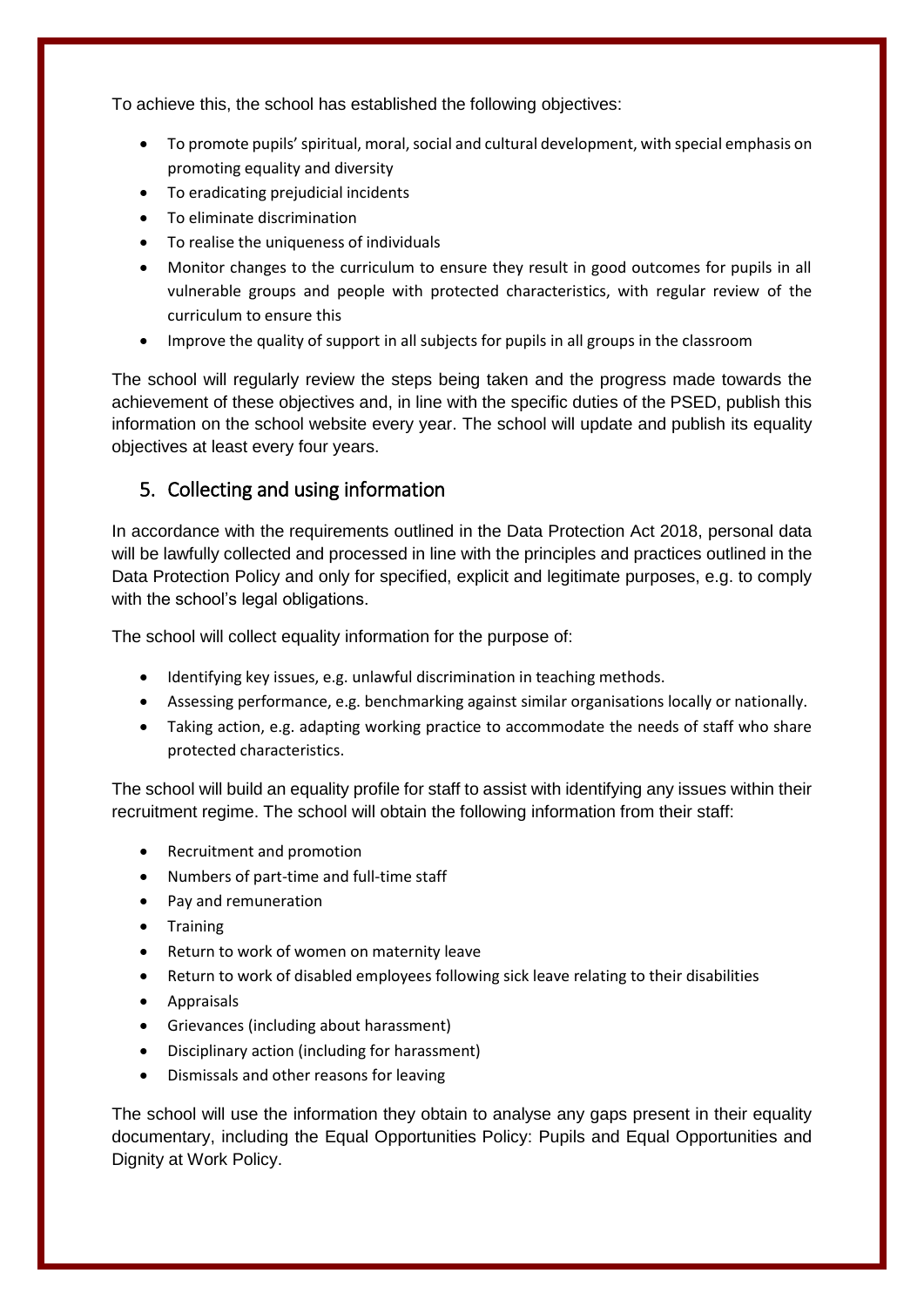To achieve this, the school has established the following objectives:

- To promote pupils' spiritual, moral, social and cultural development, with special emphasis on promoting equality and diversity
- To eradicating prejudicial incidents
- To eliminate discrimination
- To realise the uniqueness of individuals
- Monitor changes to the curriculum to ensure they result in good outcomes for pupils in all vulnerable groups and people with protected characteristics, with regular review of the curriculum to ensure this
- Improve the quality of support in all subjects for pupils in all groups in the classroom

The school will regularly review the steps being taken and the progress made towards the achievement of these objectives and, in line with the specific duties of the PSED, publish this information on the school website every year. The school will update and publish its equality objectives at least every four years.

## 5. Collecting and using information

In accordance with the requirements outlined in the Data Protection Act 2018, personal data will be lawfully collected and processed in line with the principles and practices outlined in the Data Protection Policy and only for specified, explicit and legitimate purposes, e.g. to comply with the school's legal obligations.

The school will collect equality information for the purpose of:

- Identifying key issues, e.g. unlawful discrimination in teaching methods.
- Assessing performance, e.g. benchmarking against similar organisations locally or nationally.
- Taking action, e.g. adapting working practice to accommodate the needs of staff who share protected characteristics.

The school will build an equality profile for staff to assist with identifying any issues within their recruitment regime. The school will obtain the following information from their staff:

- Recruitment and promotion
- Numbers of part-time and full-time staff
- Pay and remuneration
- Training
- Return to work of women on maternity leave
- Return to work of disabled employees following sick leave relating to their disabilities
- Appraisals
- Grievances (including about harassment)
- Disciplinary action (including for harassment)
- Dismissals and other reasons for leaving

The school will use the information they obtain to analyse any gaps present in their equality documentary, including the Equal Opportunities Policy: Pupils and Equal Opportunities and Dignity at Work Policy.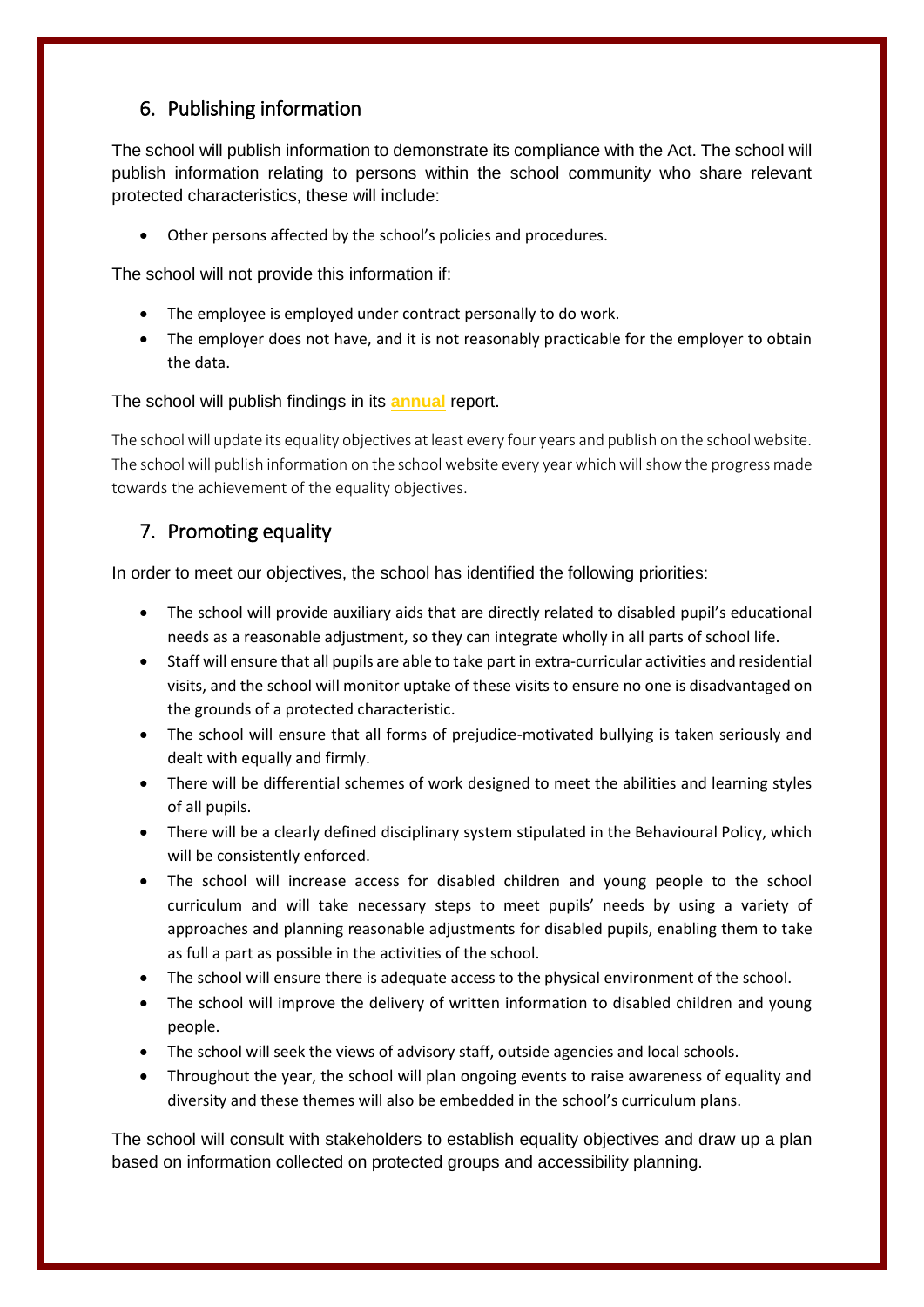## 6. Publishing information

The school will publish information to demonstrate its compliance with the Act. The school will publish information relating to persons within the school community who share relevant protected characteristics, these will include:

- Other persons affected by the school's policies and procedures.

The school will not provide this information if:

- The employee is employed under contract personally to do work.
- The employer does not have, and it is not reasonably practicable for the employer to obtain the data.

The school will publish findings in its **annual** report.

The school will update its equality objectives at least every four years and publish on the school website. The school will publish information on the school website every year which will show the progress made towards the achievement of the equality objectives.

## 7. Promoting equality

In order to meet our objectives, the school has identified the following priorities:

- The school will provide auxiliary aids that are directly related to disabled pupil's educational needs as a reasonable adjustment, so they can integrate wholly in all parts of school life.
- Staff will ensure that all pupils are able to take part in extra-curricular activities and residential visits, and the school will monitor uptake of these visits to ensure no one is disadvantaged on the grounds of a protected characteristic.
- The school will ensure that all forms of prejudice-motivated bullying is taken seriously and dealt with equally and firmly.
- There will be differential schemes of work designed to meet the abilities and learning styles of all pupils.
- There will be a clearly defined disciplinary system stipulated in the Behavioural Policy, which will be consistently enforced.
- The school will increase access for disabled children and young people to the school curriculum and will take necessary steps to meet pupils' needs by using a variety of approaches and planning reasonable adjustments for disabled pupils, enabling them to take as full a part as possible in the activities of the school.
- The school will ensure there is adequate access to the physical environment of the school.
- The school will improve the delivery of written information to disabled children and young people.
- The school will seek the views of advisory staff, outside agencies and local schools.
- Throughout the year, the school will plan ongoing events to raise awareness of equality and diversity and these themes will also be embedded in the school's curriculum plans.

The school will consult with stakeholders to establish equality objectives and draw up a plan based on information collected on protected groups and accessibility planning.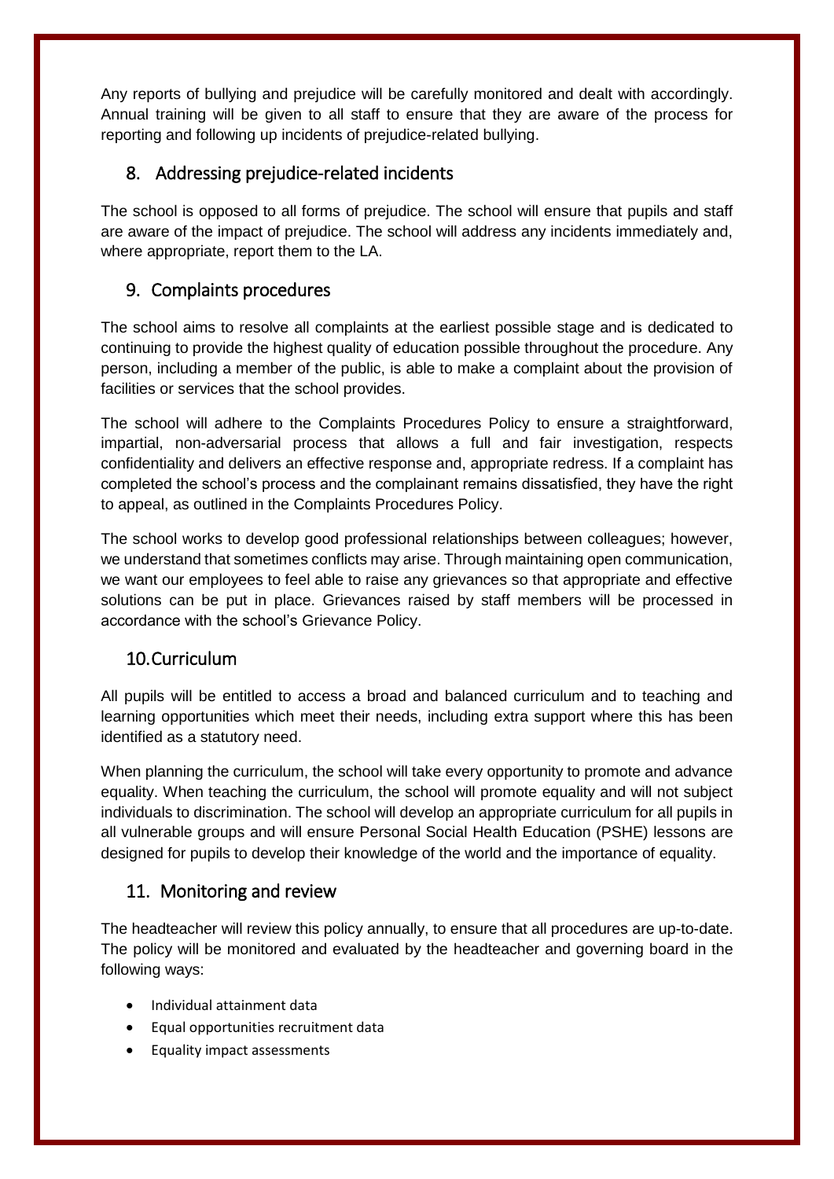Any reports of bullying and prejudice will be carefully monitored and dealt with accordingly. Annual training will be given to all staff to ensure that they are aware of the process for reporting and following up incidents of prejudice-related bullying.

## 8. Addressing prejudice-related incidents

The school is opposed to all forms of prejudice. The school will ensure that pupils and staff are aware of the impact of prejudice. The school will address any incidents immediately and, where appropriate, report them to the LA.

## 9. Complaints procedures

The school aims to resolve all complaints at the earliest possible stage and is dedicated to continuing to provide the highest quality of education possible throughout the procedure. Any person, including a member of the public, is able to make a complaint about the provision of facilities or services that the school provides.

The school will adhere to the Complaints Procedures Policy to ensure a straightforward, impartial, non-adversarial process that allows a full and fair investigation, respects confidentiality and delivers an effective response and, appropriate redress. If a complaint has completed the school's process and the complainant remains dissatisfied, they have the right to appeal, as outlined in the Complaints Procedures Policy.

The school works to develop good professional relationships between colleagues; however, we understand that sometimes conflicts may arise. Through maintaining open communication, we want our employees to feel able to raise any grievances so that appropriate and effective solutions can be put in place. Grievances raised by staff members will be processed in accordance with the school's Grievance Policy.

## 10. Curriculum

All pupils will be entitled to access a broad and balanced curriculum and to teaching and learning opportunities which meet their needs, including extra support where this has been identified as a statutory need.

When planning the curriculum, the school will take every opportunity to promote and advance equality. When teaching the curriculum, the school will promote equality and will not subject individuals to discrimination. The school will develop an appropriate curriculum for all pupils in all vulnerable groups and will ensure Personal Social Health Education (PSHE) lessons are designed for pupils to develop their knowledge of the world and the importance of equality.

## 11. Monitoring and review

The headteacher will review this policy annually, to ensure that all procedures are up-to-date. The policy will be monitored and evaluated by the headteacher and governing board in the following ways:

- Individual attainment data
- Equal opportunities recruitment data
- Equality impact assessments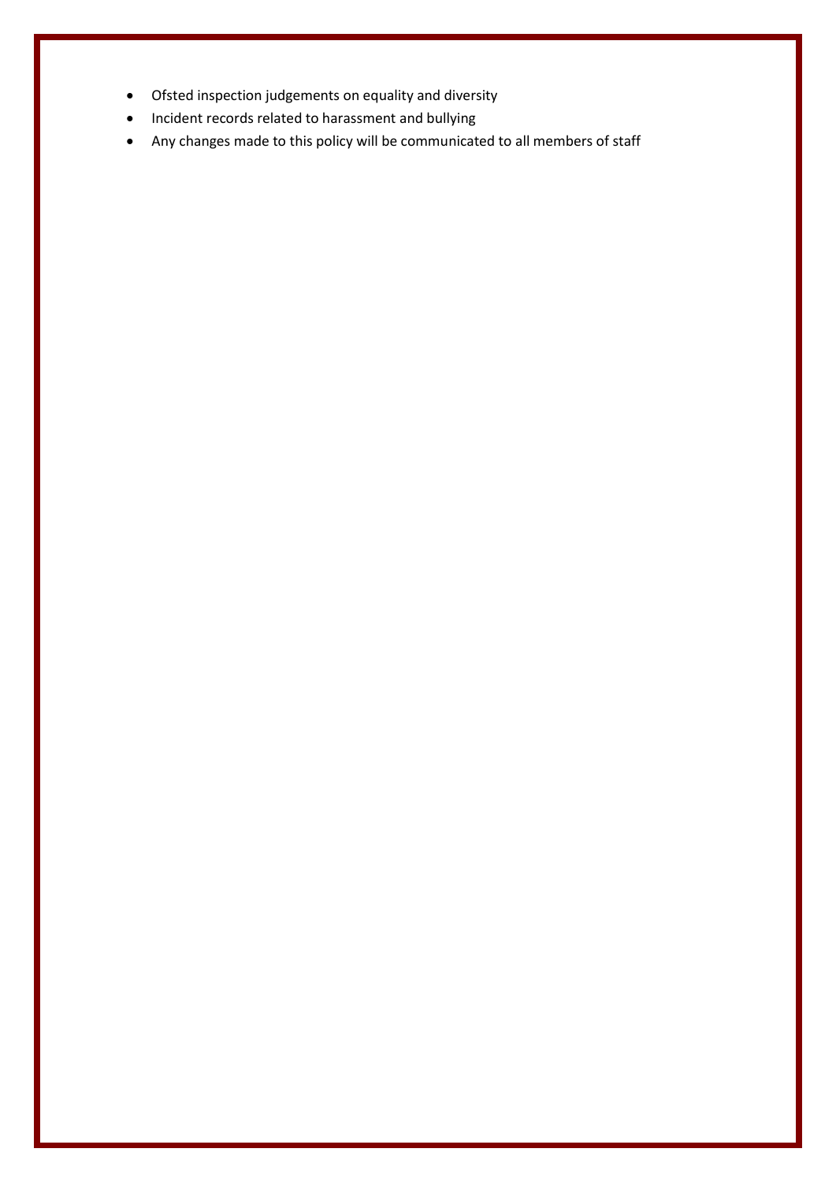- Ofsted inspection judgements on equality and diversity
- Incident records related to harassment and bullying
- Any changes made to this policy will be communicated to all members of staff